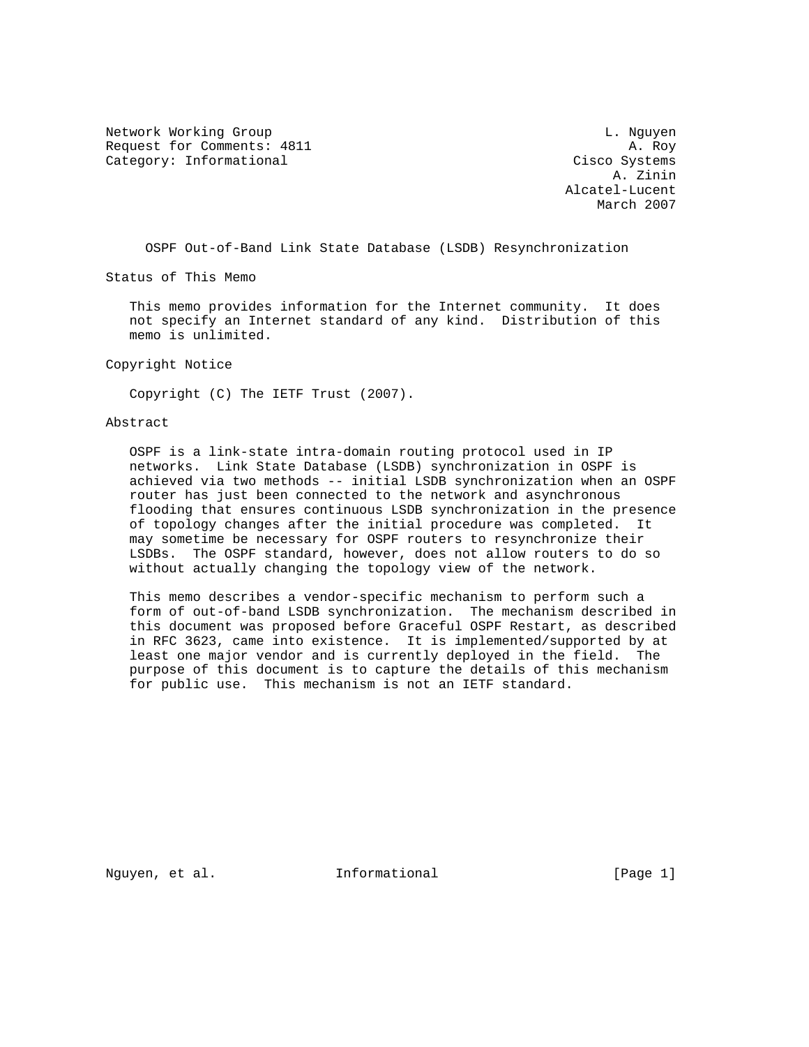Network Working Group L. Nguyen
Request for Comments: 4811 A. Roy
Category: Informational Cisco Systems
A. Zinin
Alcatel-Lucent
March 2007

# OSPF Out-of-Band Link State Database (LSDB) Resynchronization

## Status of This Memo

This memo provides information for the Internet community. It does not specify an Internet standard of any kind. Distribution of this memo is unlimited.

## Copyright Notice

Copyright (C) The IETF Trust (2007).

## Abstract

OSPF is a link-state intra-domain routing protocol used in IP networks. Link State Database (LSDB) synchronization in OSPF is achieved via two methods -- initial LSDB synchronization when an OSPF router has just been connected to the network and asynchronous flooding that ensures continuous LSDB synchronization in the presence of topology changes after the initial procedure was completed. It may sometime be necessary for OSPF routers to resynchronize their LSDBs. The OSPF standard, however, does not allow routers to do so without actually changing the topology view of the network.

This memo describes a vendor-specific mechanism to perform such a form of out-of-band LSDB synchronization. The mechanism described in this document was proposed before Graceful OSPF Restart, as described in RFC 3623, came into existence. It is implemented/supported by at least one major vendor and is currently deployed in the field. The purpose of this document is to capture the details of this mechanism for public use. This mechanism is not an IETF standard.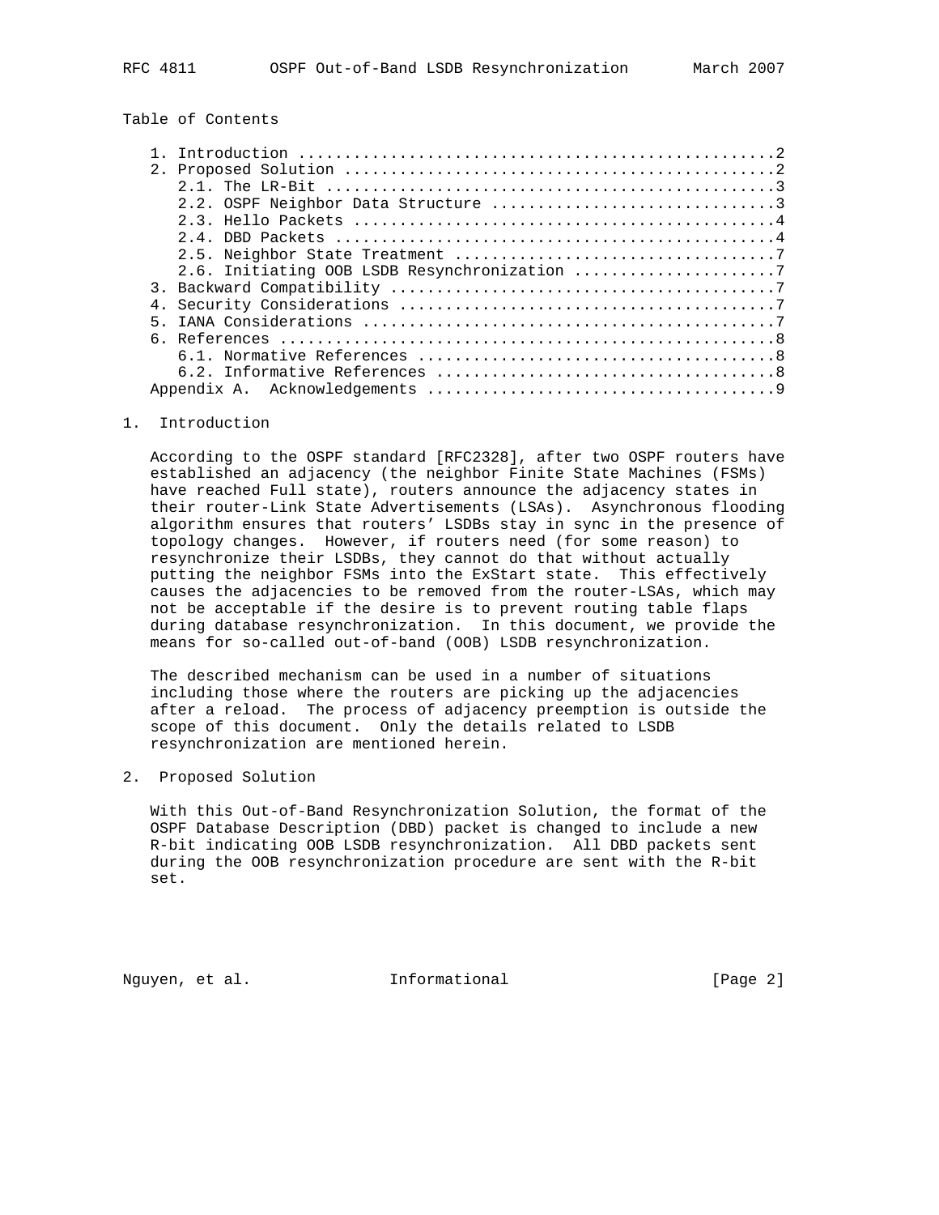Table of Contents

```
   1. Introduction ....................................................2
   2. Proposed Solution ...............................................2
      2.1. The LR-Bit .................................................3
      2.2. OSPF Neighbor Data Structure ...............................3
      2.3. Hello Packets ..............................................4
      2.4. DBD Packets ................................................4
      2.5. Neighbor State Treatment ...................................7
      2.6. Initiating OOB LSDB Resynchronization ......................7
   3. Backward Compatibility ..........................................7
   4. Security Considerations .........................................7
   5. IANA Considerations .............................................7
   6. References ......................................................8
      6.1. Normative References .......................................8
      6.2. Informative References .....................................8
   Appendix A.  Acknowledgements ......................................9
```

# 1. Introduction

According to the OSPF standard [RFC2328], after two OSPF routers have established an adjacency (the neighbor Finite State Machines (FSMs) have reached Full state), routers announce the adjacency states in their router-Link State Advertisements (LSAs). Asynchronous flooding algorithm ensures that routers' LSDBs stay in sync in the presence of topology changes. However, if routers need (for some reason) to resynchronize their LSDBs, they cannot do that without actually putting the neighbor FSMs into the ExStart state. This effectively causes the adjacencies to be removed from the router-LSAs, which may not be acceptable if the desire is to prevent routing table flaps during database resynchronization. In this document, we provide the means for so-called out-of-band (OOB) LSDB resynchronization.

The described mechanism can be used in a number of situations including those where the routers are picking up the adjacencies after a reload. The process of adjacency preemption is outside the scope of this document. Only the details related to LSDB resynchronization are mentioned herein.

# 2. Proposed Solution

With this Out-of-Band Resynchronization Solution, the format of the OSPF Database Description (DBD) packet is changed to include a new R-bit indicating OOB LSDB resynchronization. All DBD packets sent during the OOB resynchronization procedure are sent with the R-bit set.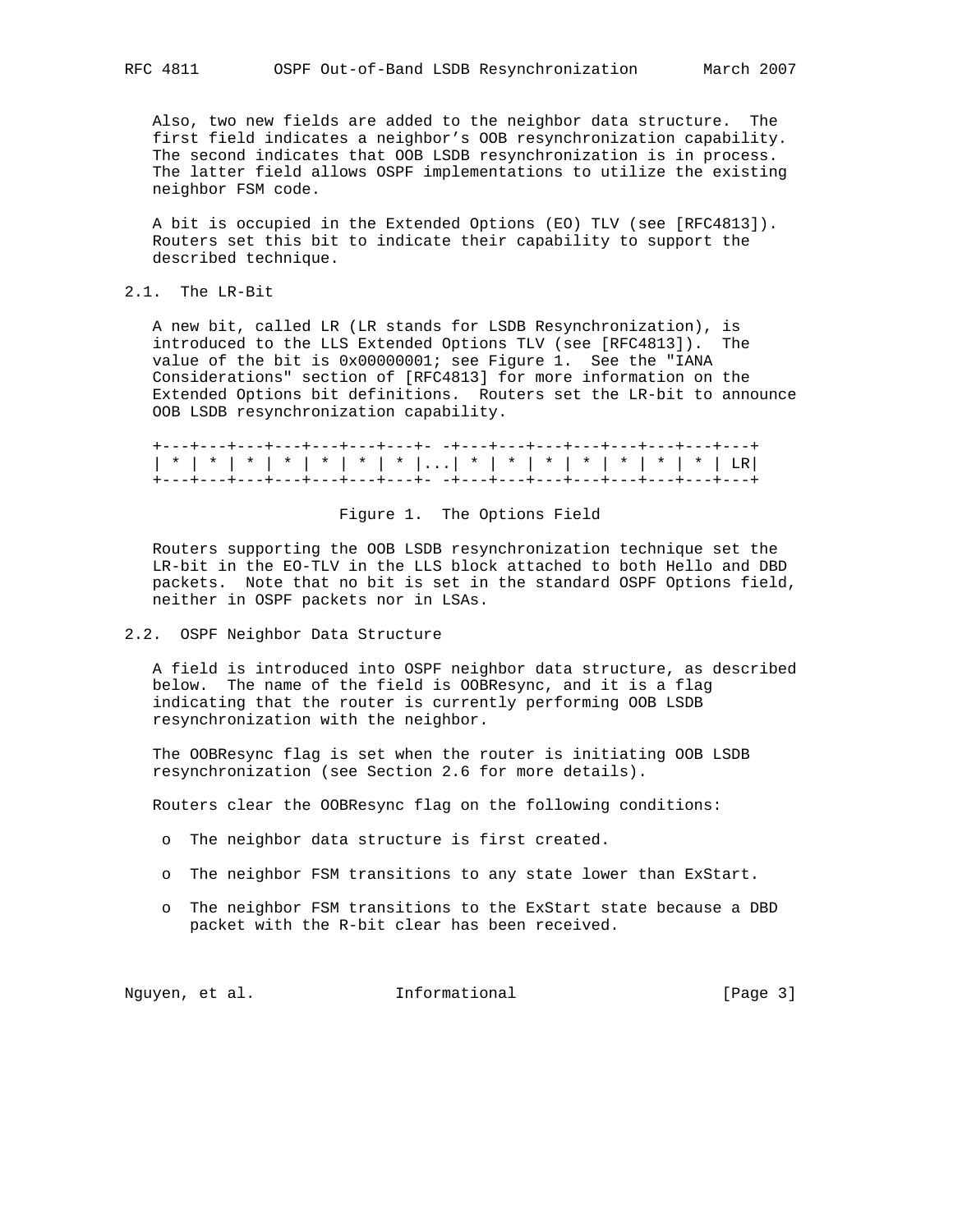Also, two new fields are added to the neighbor data structure. The first field indicates a neighbor's OOB resynchronization capability. The second indicates that OOB LSDB resynchronization is in process. The latter field allows OSPF implementations to utilize the existing neighbor FSM code.

A bit is occupied in the Extended Options (EO) TLV (see [RFC4813]). Routers set this bit to indicate their capability to support the described technique.

## 2.1. The LR-Bit

A new bit, called LR (LR stands for LSDB Resynchronization), is introduced to the LLS Extended Options TLV (see [RFC4813]). The value of the bit is 0x00000001; see Figure 1. See the "IANA Considerations" section of [RFC4813] for more information on the Extended Options bit definitions. Routers set the LR-bit to announce OOB LSDB resynchronization capability.

```
+---+---+---+---+---+---+---+- -+---+---+---+---+---+---+---+---+
| * | * | * | * | * | * | * |...| * | * | * | * | * | * | * | LR|
+---+---+---+---+---+---+---+- -+---+---+---+---+---+---+---+---+
```

Figure 1. The Options Field

Routers supporting the OOB LSDB resynchronization technique set the LR-bit in the EO-TLV in the LLS block attached to both Hello and DBD packets. Note that no bit is set in the standard OSPF Options field, neither in OSPF packets nor in LSAs.

## 2.2. OSPF Neighbor Data Structure

A field is introduced into OSPF neighbor data structure, as described below. The name of the field is OOBResync, and it is a flag indicating that the router is currently performing OOB LSDB resynchronization with the neighbor.

The OOBResync flag is set when the router is initiating OOB LSDB resynchronization (see Section 2.6 for more details).

Routers clear the OOBResync flag on the following conditions:

- The neighbor data structure is first created.
- The neighbor FSM transitions to any state lower than ExStart.
- The neighbor FSM transitions to the ExStart state because a DBD packet with the R-bit clear has been received.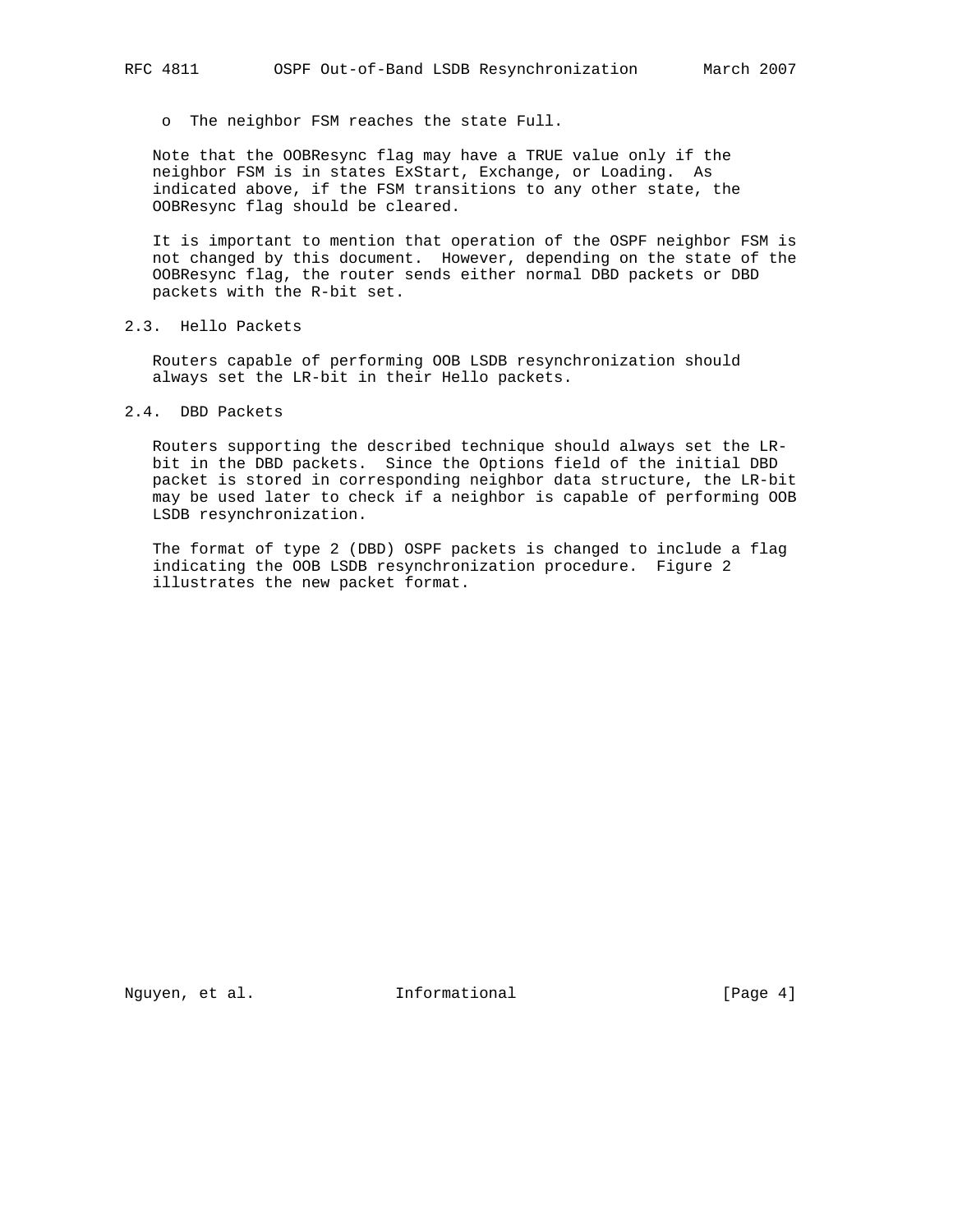- The neighbor FSM reaches the state Full.

Note that the OOBResync flag may have a TRUE value only if the neighbor FSM is in states ExStart, Exchange, or Loading. As indicated above, if the FSM transitions to any other state, the OOBResync flag should be cleared.

It is important to mention that operation of the OSPF neighbor FSM is not changed by this document. However, depending on the state of the OOBResync flag, the router sends either normal DBD packets or DBD packets with the R-bit set.

## 2.3. Hello Packets

Routers capable of performing OOB LSDB resynchronization should always set the LR-bit in their Hello packets.

## 2.4. DBD Packets

Routers supporting the described technique should always set the LR-bit in the DBD packets. Since the Options field of the initial DBD packet is stored in corresponding neighbor data structure, the LR-bit may be used later to check if a neighbor is capable of performing OOB LSDB resynchronization.

The format of type 2 (DBD) OSPF packets is changed to include a flag indicating the OOB LSDB resynchronization procedure. Figure 2 illustrates the new packet format.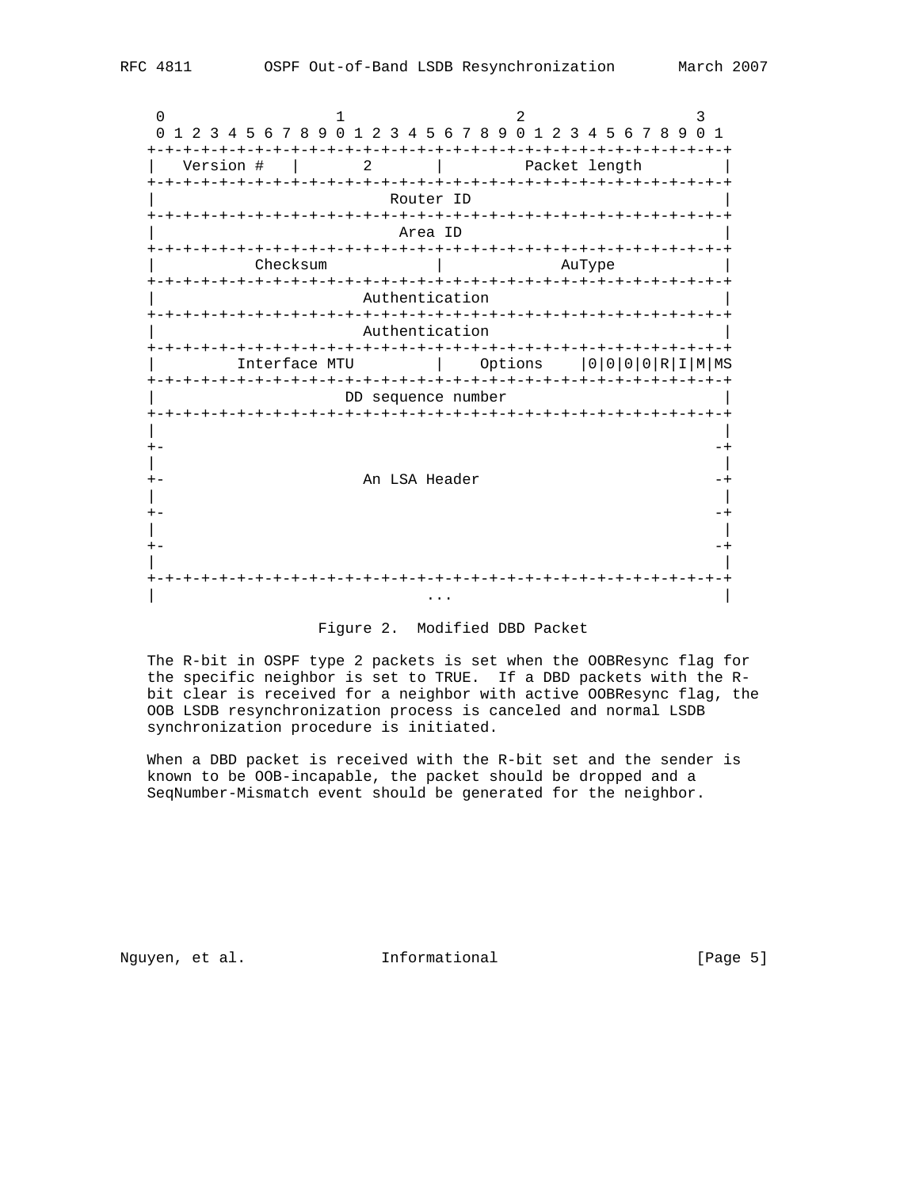```
    0                   1                   2                   3
    0 1 2 3 4 5 6 7 8 9 0 1 2 3 4 5 6 7 8 9 0 1 2 3 4 5 6 7 8 9 0 1
   +-+-+-+-+-+-+-+-+-+-+-+-+-+-+-+-+-+-+-+-+-+-+-+-+-+-+-+-+-+-+-+-+
   |   Version #   |       2       |         Packet length         |
   +-+-+-+-+-+-+-+-+-+-+-+-+-+-+-+-+-+-+-+-+-+-+-+-+-+-+-+-+-+-+-+-+
   |                          Router ID                            |
   +-+-+-+-+-+-+-+-+-+-+-+-+-+-+-+-+-+-+-+-+-+-+-+-+-+-+-+-+-+-+-+-+
   |                           Area ID                             |
   +-+-+-+-+-+-+-+-+-+-+-+-+-+-+-+-+-+-+-+-+-+-+-+-+-+-+-+-+-+-+-+-+
   |           Checksum            |             AuType            |
   +-+-+-+-+-+-+-+-+-+-+-+-+-+-+-+-+-+-+-+-+-+-+-+-+-+-+-+-+-+-+-+-+
   |                       Authentication                          |
   +-+-+-+-+-+-+-+-+-+-+-+-+-+-+-+-+-+-+-+-+-+-+-+-+-+-+-+-+-+-+-+-+
   |                       Authentication                          |
   +-+-+-+-+-+-+-+-+-+-+-+-+-+-+-+-+-+-+-+-+-+-+-+-+-+-+-+-+-+-+-+-+
   |         Interface MTU         |    Options    |0|0|0|0|R|I|M|MS
   +-+-+-+-+-+-+-+-+-+-+-+-+-+-+-+-+-+-+-+-+-+-+-+-+-+-+-+-+-+-+-+-+
   |                     DD sequence number                        |
   +-+-+-+-+-+-+-+-+-+-+-+-+-+-+-+-+-+-+-+-+-+-+-+-+-+-+-+-+-+-+-+-+
   |                                                               |
   +-                                                             -+
   |                                                               |
   +-                      An LSA Header                          -+
   |                                                               |
   +-                                                             -+
   |                                                               |
   +-                                                             -+
   |                                                               |
   +-+-+-+-+-+-+-+-+-+-+-+-+-+-+-+-+-+-+-+-+-+-+-+-+-+-+-+-+-+-+-+-+
   |                              ...                              |
```

Figure 2. Modified DBD Packet

The R-bit in OSPF type 2 packets is set when the OOBResync flag for the specific neighbor is set to TRUE. If a DBD packets with the R-bit clear is received for a neighbor with active OOBResync flag, the OOB LSDB resynchronization process is canceled and normal LSDB synchronization procedure is initiated.

When a DBD packet is received with the R-bit set and the sender is known to be OOB-incapable, the packet should be dropped and a SeqNumber-Mismatch event should be generated for the neighbor.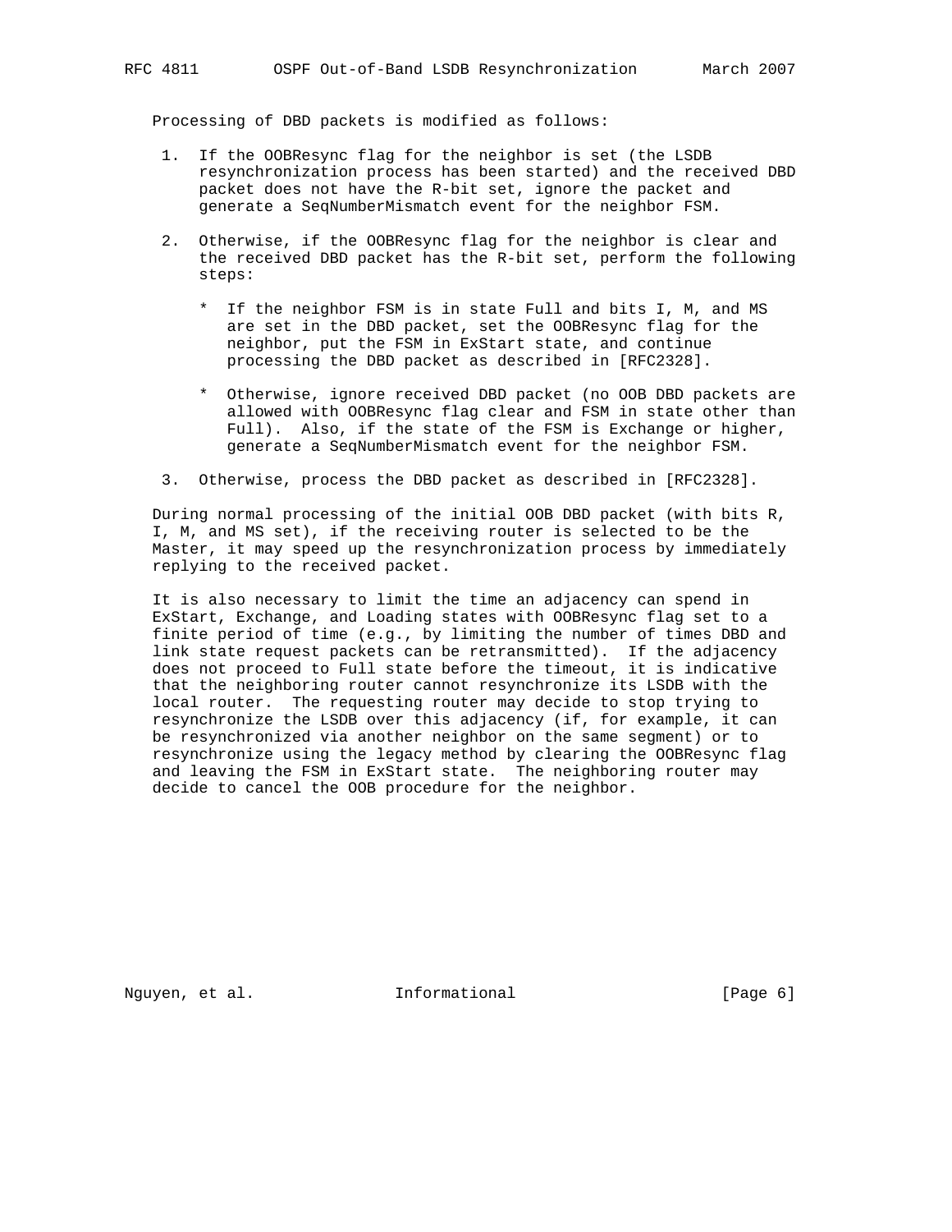Processing of DBD packets is modified as follows:

1. If the OOBResync flag for the neighbor is set (the LSDB resynchronization process has been started) and the received DBD packet does not have the R-bit set, ignore the packet and generate a SeqNumberMismatch event for the neighbor FSM.

2. Otherwise, if the OOBResync flag for the neighbor is clear and the received DBD packet has the R-bit set, perform the following steps:

   * If the neighbor FSM is in state Full and bits I, M, and MS are set in the DBD packet, set the OOBResync flag for the neighbor, put the FSM in ExStart state, and continue processing the DBD packet as described in [RFC2328].

   * Otherwise, ignore received DBD packet (no OOB DBD packets are allowed with OOBResync flag clear and FSM in state other than Full). Also, if the state of the FSM is Exchange or higher, generate a SeqNumberMismatch event for the neighbor FSM.

3. Otherwise, process the DBD packet as described in [RFC2328].

During normal processing of the initial OOB DBD packet (with bits R, I, M, and MS set), if the receiving router is selected to be the Master, it may speed up the resynchronization process by immediately replying to the received packet.

It is also necessary to limit the time an adjacency can spend in ExStart, Exchange, and Loading states with OOBResync flag set to a finite period of time (e.g., by limiting the number of times DBD and link state request packets can be retransmitted). If the adjacency does not proceed to Full state before the timeout, it is indicative that the neighboring router cannot resynchronize its LSDB with the local router. The requesting router may decide to stop trying to resynchronize the LSDB over this adjacency (if, for example, it can be resynchronized via another neighbor on the same segment) or to resynchronize using the legacy method by clearing the OOBResync flag and leaving the FSM in ExStart state. The neighboring router may decide to cancel the OOB procedure for the neighbor.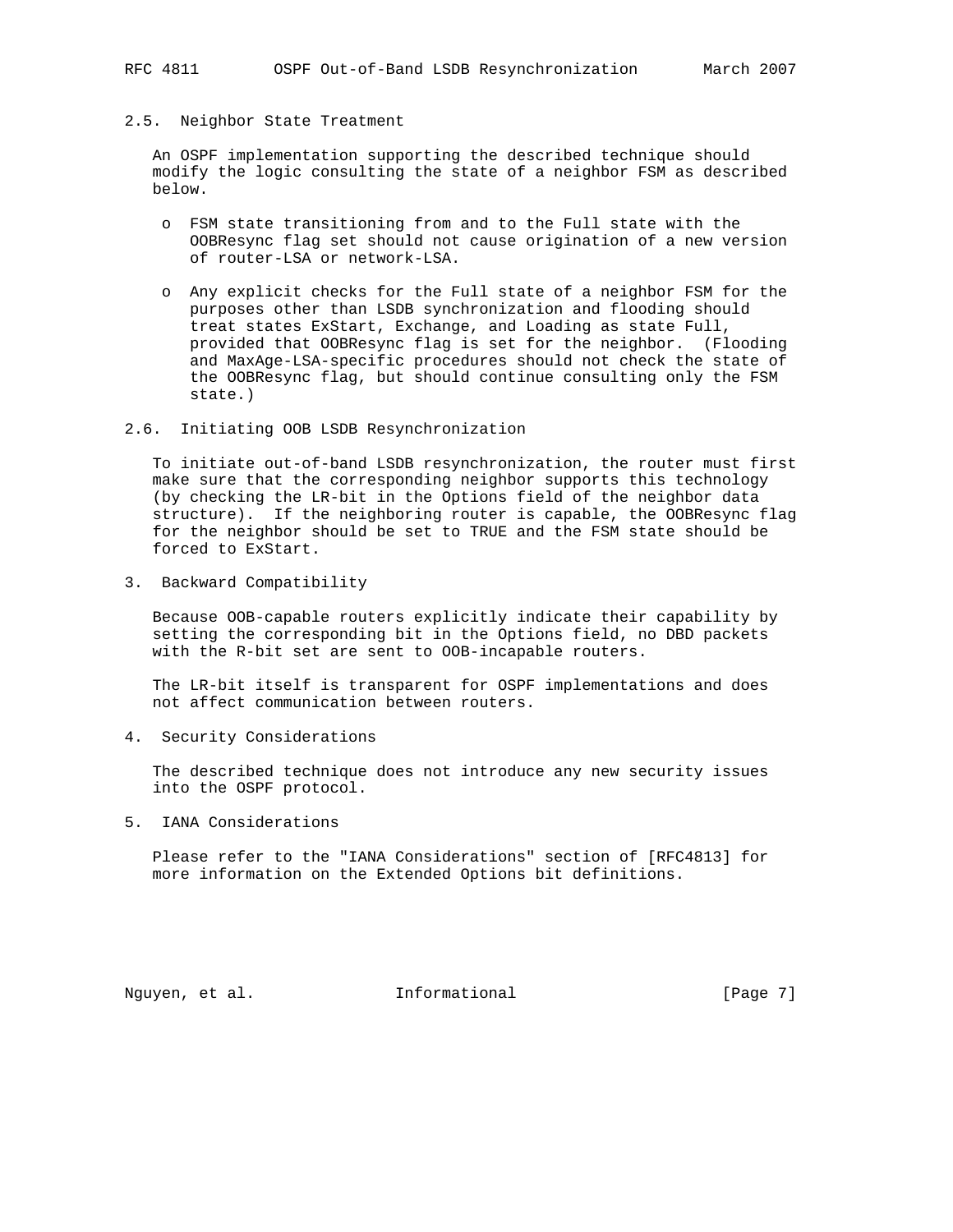## 2.5. Neighbor State Treatment

An OSPF implementation supporting the described technique should modify the logic consulting the state of a neighbor FSM as described below.

- FSM state transitioning from and to the Full state with the OOBResync flag set should not cause origination of a new version of router-LSA or network-LSA.

- Any explicit checks for the Full state of a neighbor FSM for the purposes other than LSDB synchronization and flooding should treat states ExStart, Exchange, and Loading as state Full, provided that OOBResync flag is set for the neighbor. (Flooding and MaxAge-LSA-specific procedures should not check the state of the OOBResync flag, but should continue consulting only the FSM state.)

## 2.6. Initiating OOB LSDB Resynchronization

To initiate out-of-band LSDB resynchronization, the router must first make sure that the corresponding neighbor supports this technology (by checking the LR-bit in the Options field of the neighbor data structure). If the neighboring router is capable, the OOBResync flag for the neighbor should be set to TRUE and the FSM state should be forced to ExStart.

# 3. Backward Compatibility

Because OOB-capable routers explicitly indicate their capability by setting the corresponding bit in the Options field, no DBD packets with the R-bit set are sent to OOB-incapable routers.

The LR-bit itself is transparent for OSPF implementations and does not affect communication between routers.

# 4. Security Considerations

The described technique does not introduce any new security issues into the OSPF protocol.

# 5. IANA Considerations

Please refer to the "IANA Considerations" section of [RFC4813] for more information on the Extended Options bit definitions.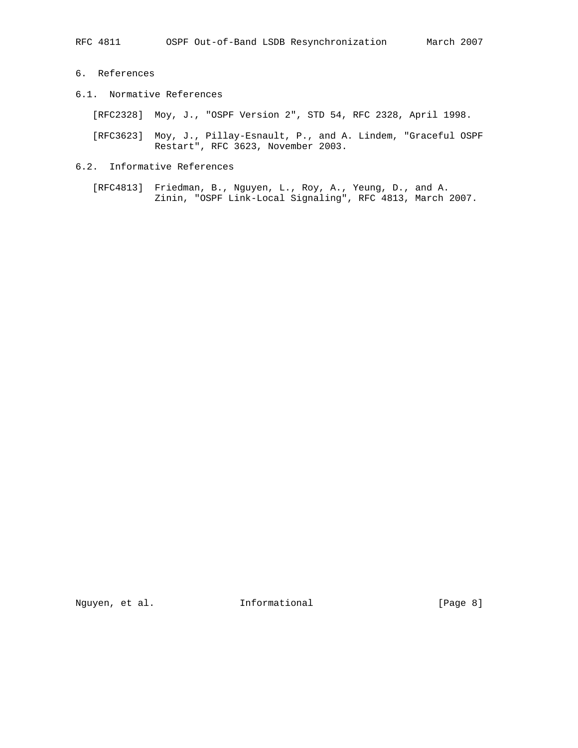# 6. References

## 6.1. Normative References

[RFC2328] Moy, J., "OSPF Version 2", STD 54, RFC 2328, April 1998.

[RFC3623] Moy, J., Pillay-Esnault, P., and A. Lindem, "Graceful OSPF Restart", RFC 3623, November 2003.

## 6.2. Informative References

[RFC4813] Friedman, B., Nguyen, L., Roy, A., Yeung, D., and A. Zinin, "OSPF Link-Local Signaling", RFC 4813, March 2007.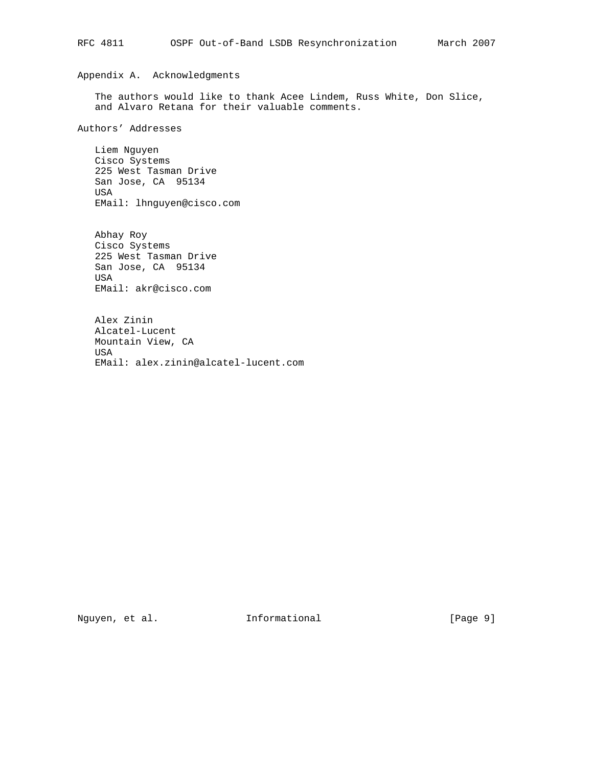## Appendix A. Acknowledgments

The authors would like to thank Acee Lindem, Russ White, Don Slice, and Alvaro Retana for their valuable comments.

## Authors' Addresses

Liem Nguyen
Cisco Systems
225 West Tasman Drive
San Jose, CA 95134
USA
EMail: lhnguyen@cisco.com

Abhay Roy
Cisco Systems
225 West Tasman Drive
San Jose, CA 95134
USA
EMail: akr@cisco.com

Alex Zinin
Alcatel-Lucent
Mountain View, CA
USA
EMail: alex.zinin@alcatel-lucent.com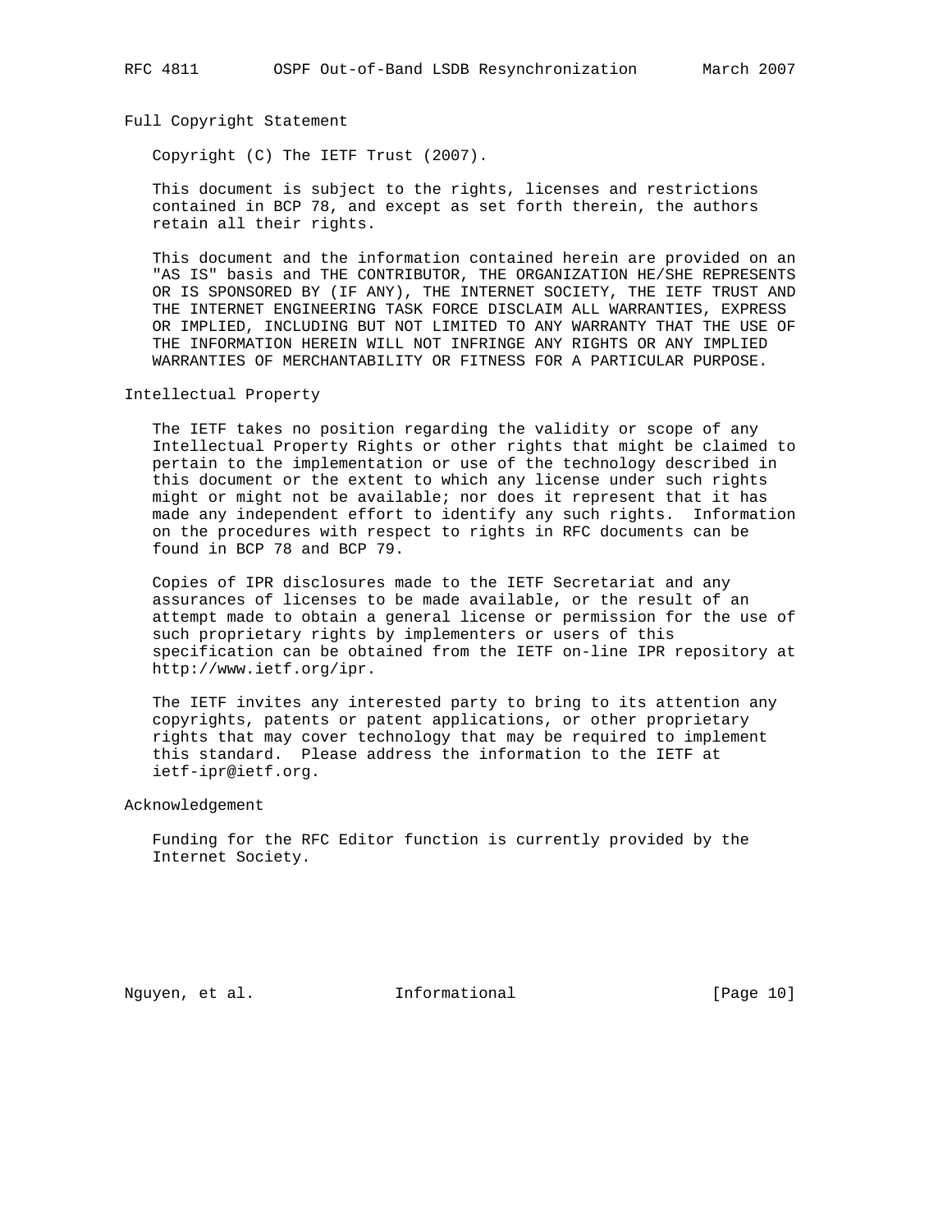## Full Copyright Statement

Copyright (C) The IETF Trust (2007).

This document is subject to the rights, licenses and restrictions contained in BCP 78, and except as set forth therein, the authors retain all their rights.

This document and the information contained herein are provided on an "AS IS" basis and THE CONTRIBUTOR, THE ORGANIZATION HE/SHE REPRESENTS OR IS SPONSORED BY (IF ANY), THE INTERNET SOCIETY, THE IETF TRUST AND THE INTERNET ENGINEERING TASK FORCE DISCLAIM ALL WARRANTIES, EXPRESS OR IMPLIED, INCLUDING BUT NOT LIMITED TO ANY WARRANTY THAT THE USE OF THE INFORMATION HEREIN WILL NOT INFRINGE ANY RIGHTS OR ANY IMPLIED WARRANTIES OF MERCHANTABILITY OR FITNESS FOR A PARTICULAR PURPOSE.

## Intellectual Property

The IETF takes no position regarding the validity or scope of any Intellectual Property Rights or other rights that might be claimed to pertain to the implementation or use of the technology described in this document or the extent to which any license under such rights might or might not be available; nor does it represent that it has made any independent effort to identify any such rights. Information on the procedures with respect to rights in RFC documents can be found in BCP 78 and BCP 79.

Copies of IPR disclosures made to the IETF Secretariat and any assurances of licenses to be made available, or the result of an attempt made to obtain a general license or permission for the use of such proprietary rights by implementers or users of this specification can be obtained from the IETF on-line IPR repository at http://www.ietf.org/ipr.

The IETF invites any interested party to bring to its attention any copyrights, patents or patent applications, or other proprietary rights that may cover technology that may be required to implement this standard. Please address the information to the IETF at ietf-ipr@ietf.org.

## Acknowledgement

Funding for the RFC Editor function is currently provided by the Internet Society.